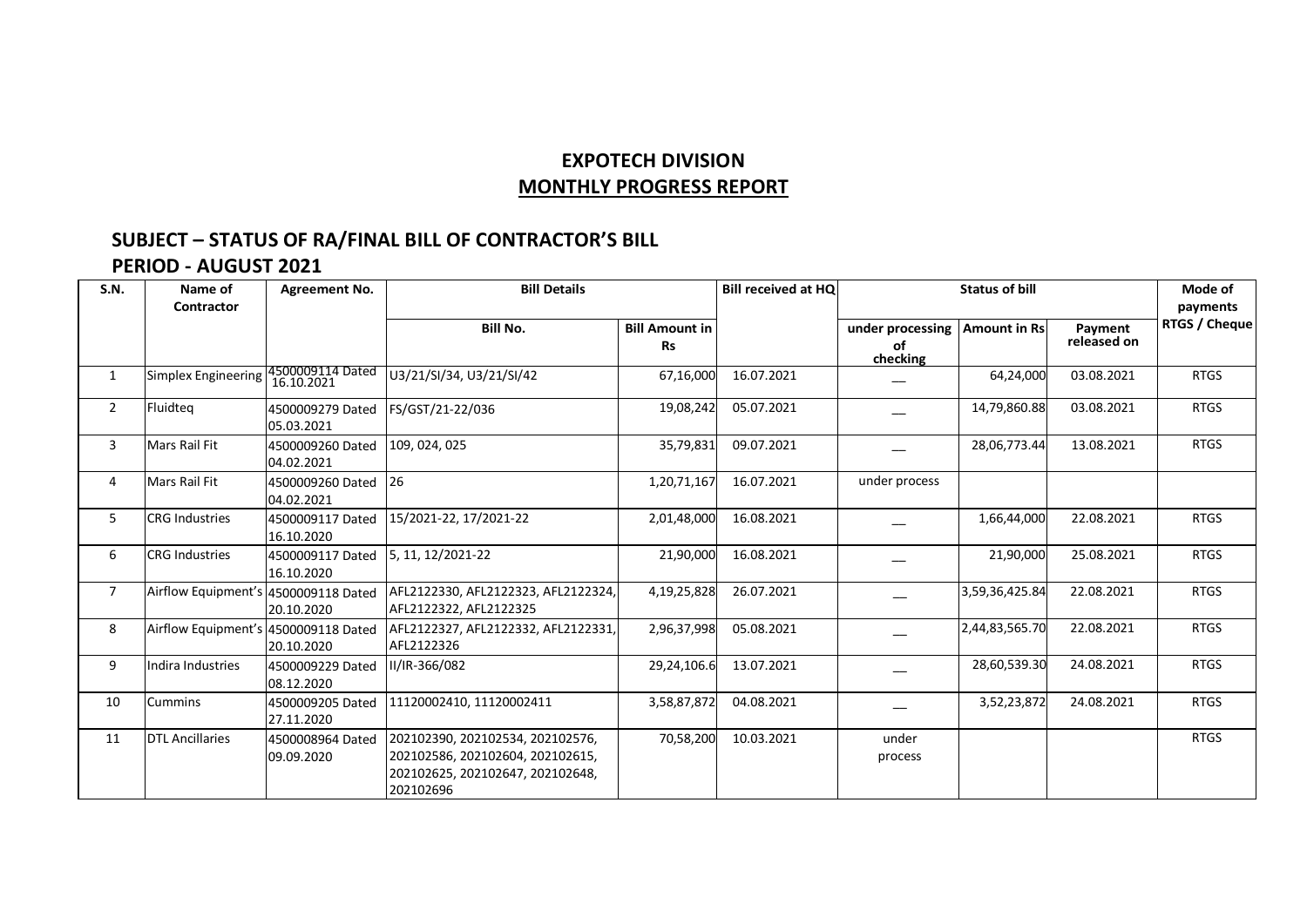# EXPOTECH DIVISION

## MONTHLY PROGRESS REPORT

### SUBJECT – STATUS OF RA/FINAL BILL OF CONTRACTOR'S BILL

### PERIOD - AUGUST 2021

| S.N. | Name of Contractor | Agreement No. | Bill Details | | Bill received at HQ | Status of bill | | | Mode of payments RTGS / Cheque |
|---|---|---|---|---|---|---|---|---|---|
| | | | Bill No. | Bill Amount in Rs | | under processing of checking | Amount in Rs | Payment released on | |
| 1 | Simplex Engineering | 4500009114 Dated 16.10.2021 | U3/21/SI/34, U3/21/SI/42 | 67,16,000 | 16.07.2021 | __ | 64,24,000 | 03.08.2021 | RTGS |
| 2 | Fluidteq | 4500009279 Dated 05.03.2021 | FS/GST/21-22/036 | 19,08,242 | 05.07.2021 | __ | 14,79,860.88 | 03.08.2021 | RTGS |
| 3 | Mars Rail Fit | 4500009260 Dated 04.02.2021 | 109, 024, 025 | 35,79,831 | 09.07.2021 | __ | 28,06,773.44 | 13.08.2021 | RTGS |
| 4 | Mars Rail Fit | 4500009260 Dated 04.02.2021 | 26 | 1,20,71,167 | 16.07.2021 | under process | | | |
| 5 | CRG Industries | 4500009117 Dated 16.10.2020 | 15/2021-22, 17/2021-22 | 2,01,48,000 | 16.08.2021 | __ | 1,66,44,000 | 22.08.2021 | RTGS |
| 6 | CRG Industries | 4500009117 Dated 16.10.2020 | 5, 11, 12/2021-22 | 21,90,000 | 16.08.2021 | __ | 21,90,000 | 25.08.2021 | RTGS |
| 7 | Airflow Equipment's | 4500009118 Dated 20.10.2020 | AFL2122330, AFL2122323, AFL2122324, AFL2122322, AFL2122325 | 4,19,25,828 | 26.07.2021 | __ | 3,59,36,425.84 | 22.08.2021 | RTGS |
| 8 | Airflow Equipment's | 4500009118 Dated 20.10.2020 | AFL2122327, AFL2122332, AFL2122331, AFL2122326 | 2,96,37,998 | 05.08.2021 | __ | 2,44,83,565.70 | 22.08.2021 | RTGS |
| 9 | Indira Industries | 4500009229 Dated 08.12.2020 | II/IR-366/082 | 29,24,106.6 | 13.07.2021 | __ | 28,60,539.30 | 24.08.2021 | RTGS |
| 10 | Cummins | 4500009205 Dated 27.11.2020 | 11120002410, 11120002411 | 3,58,87,872 | 04.08.2021 | __ | 3,52,23,872 | 24.08.2021 | RTGS |
| 11 | DTL Ancillaries | 4500008964 Dated 09.09.2020 | 202102390, 202102534, 202102576, 202102586, 202102604, 202102615, 202102625, 202102647, 202102648, 202102696 | 70,58,200 | 10.03.2021 | under process | | | RTGS |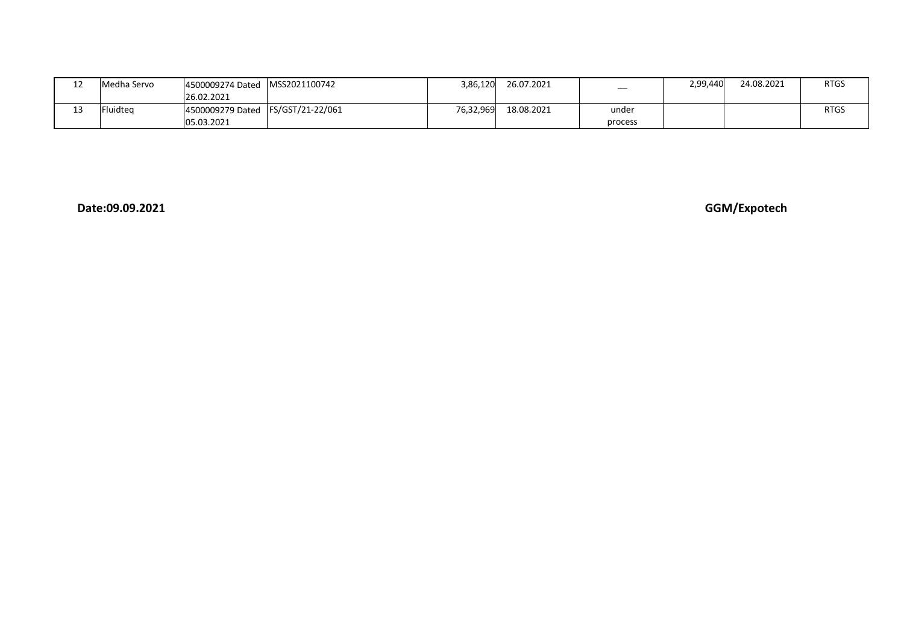| | | | | | | | | | | |
|---|---|---|---|---|---|---|---|---|---|---|
| 12 | Medha Servo | 4500009274 Dated 26.02.2021 | MSS2021100742 | 3,86,120 | 26.07.2021 | __ | 2,99,440 | 24.08.2021 | RTGS |
| 13 | Fluidteq | 4500009279 Dated 05.03.2021 | FS/GST/21-22/061 | 76,32,969 | 18.08.2021 | under process | | | RTGS |

**Date:09.09.2021**

**GGM/Expotech**